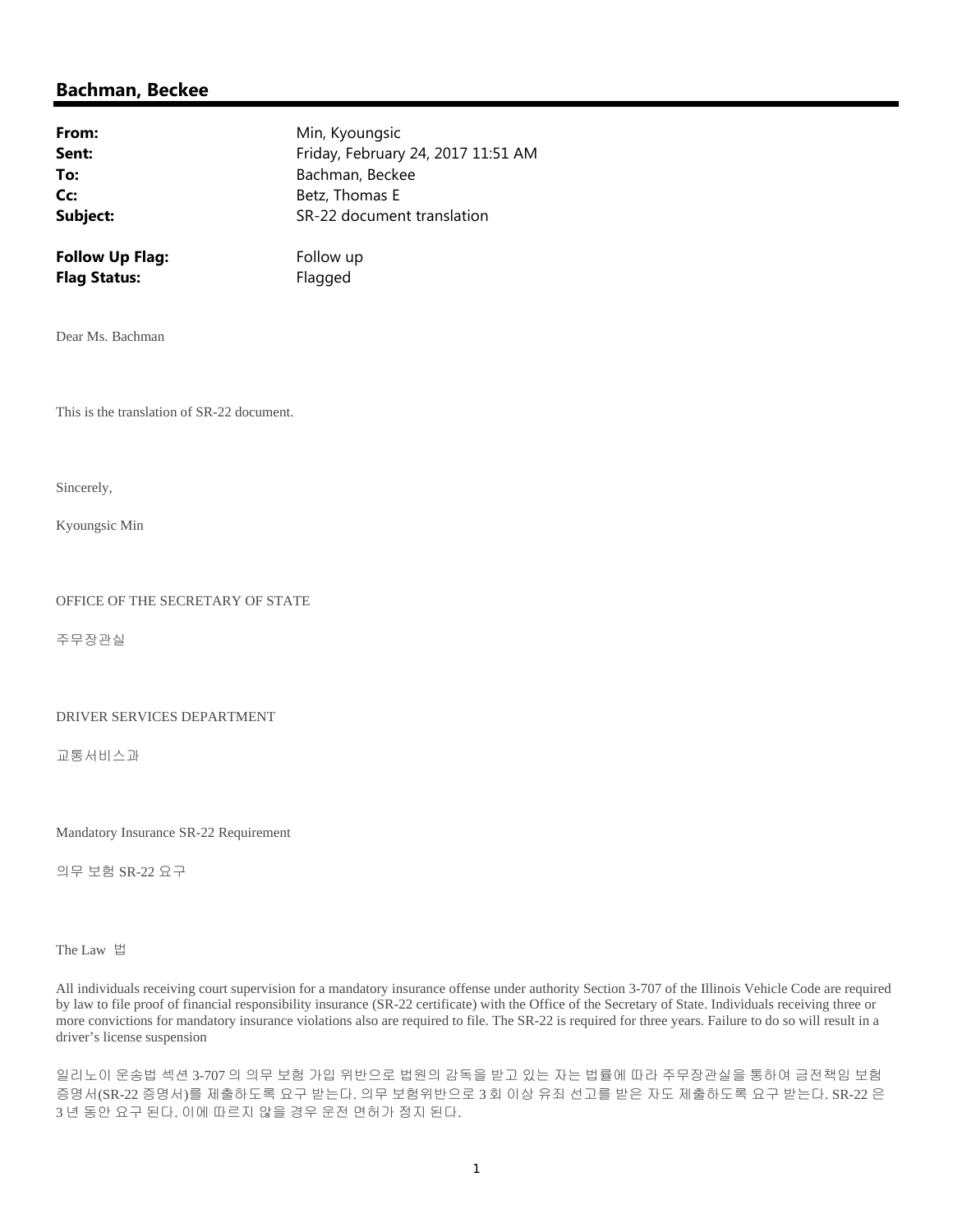## Bachman, Beckee

**From:** Min, Kyoungsic
**Sent:** Friday, February 24, 2017 11:51 AM
**To:** Bachman, Beckee
**Cc:** Betz, Thomas E
**Subject:** SR-22 document translation

**Follow Up Flag:** Follow up
**Flag Status:** Flagged

Dear Ms. Bachman

This is the translation of SR-22 document.

Sincerely,

Kyoungsic Min

OFFICE OF THE SECRETARY OF STATE

주무장관실

DRIVER SERVICES DEPARTMENT

교통서비스과

Mandatory Insurance SR-22 Requirement

의무 보험 SR-22 요구

The Law 법

All individuals receiving court supervision for a mandatory insurance offense under authority Section 3-707 of the Illinois Vehicle Code are required by law to file proof of financial responsibility insurance (SR-22 certificate) with the Office of the Secretary of State. Individuals receiving three or more convictions for mandatory insurance violations also are required to file. The SR-22 is required for three years. Failure to do so will result in a driver's license suspension

일리노이 운송법 섹션 3-707 의 의무 보험 가입 위반으로 법원의 감독을 받고 있는 자는 법률에 따라 주무장관실을 통하여 금전책임 보험 증명서(SR-22 증명서)를 제출하도록 요구 받는다. 의무 보험위반으로 3 회 이상 유죄 선고를 받은 자도 제출하도록 요구 받는다. SR-22 은 3 년 동안 요구 된다. 이에 따르지 않을 경우 운전 면허가 정지 된다.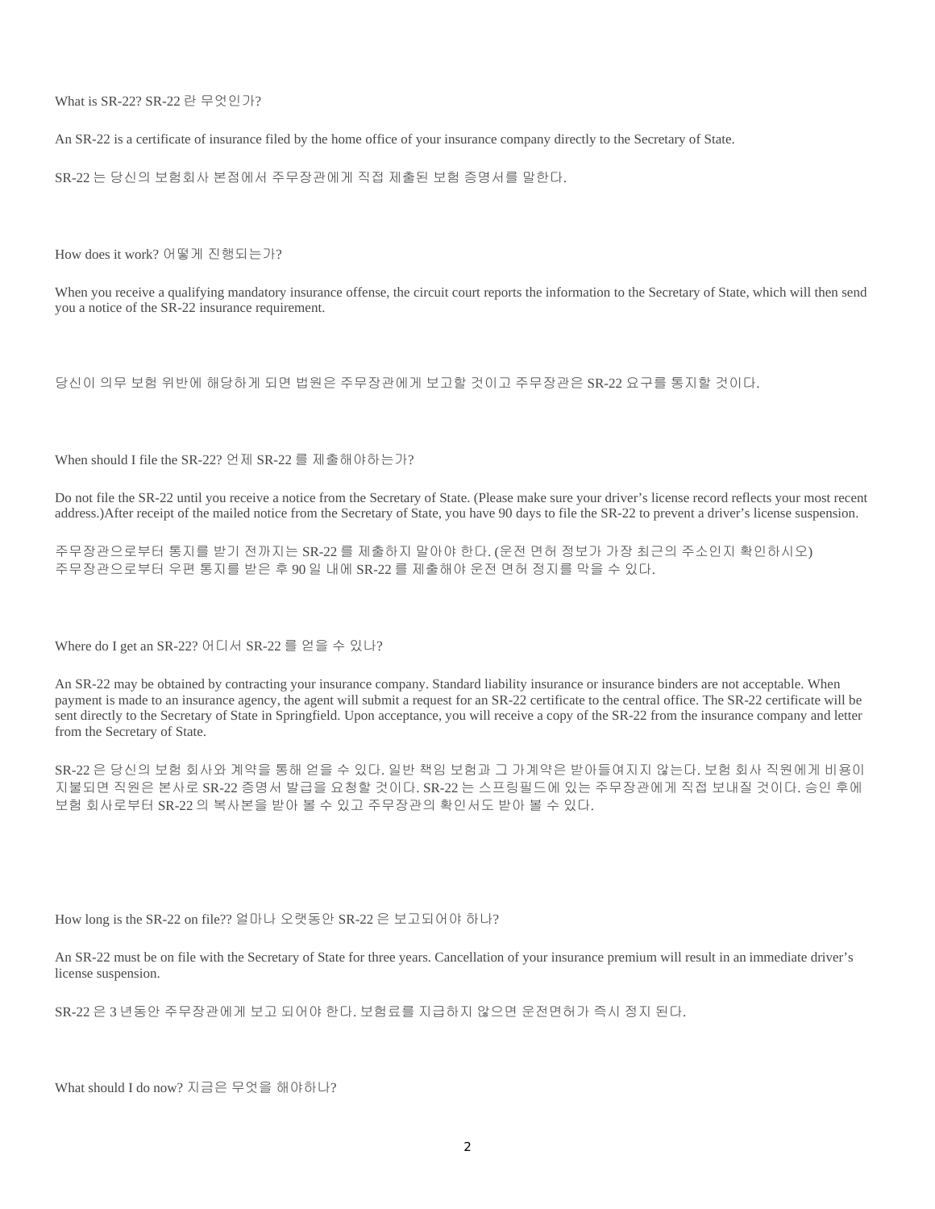What is SR-22? SR-22 란 무엇인가?

An SR-22 is a certificate of insurance filed by the home office of your insurance company directly to the Secretary of State.

SR-22 는 당신의 보험회사 본점에서 주무장관에게 직접 제출된 보험 증명서를 말한다.

How does it work? 어떻게 진행되는가?

When you receive a qualifying mandatory insurance offense, the circuit court reports the information to the Secretary of State, which will then send you a notice of the SR-22 insurance requirement.

당신이 의무 보험 위반에 해당하게 되면 법원은 주무장관에게 보고할 것이고 주무장관은 SR-22 요구를 통지할 것이다.

When should I file the SR-22? 언제 SR-22 를 제출해야하는가?

Do not file the SR-22 until you receive a notice from the Secretary of State. (Please make sure your driver's license record reflects your most recent address.)After receipt of the mailed notice from the Secretary of State, you have 90 days to file the SR-22 to prevent a driver's license suspension.

주무장관으로부터 통지를 받기 전까지는 SR-22 를 제출하지 말아야 한다. (운전 면허 정보가 가장 최근의 주소인지 확인하시오) 주무장관으로부터 우편 통지를 받은 후 90 일 내에 SR-22 를 제출해야 운전 면허 정지를 막을 수 있다.

Where do I get an SR-22? 어디서 SR-22 를 얻을 수 있나?

An SR-22 may be obtained by contracting your insurance company. Standard liability insurance or insurance binders are not acceptable. When payment is made to an insurance agency, the agent will submit a request for an SR-22 certificate to the central office. The SR-22 certificate will be sent directly to the Secretary of State in Springfield. Upon acceptance, you will receive a copy of the SR-22 from the insurance company and letter from the Secretary of State.

SR-22 은 당신의 보험 회사와 계약을 통해 얻을 수 있다. 일반 책임 보험과 그 가계약은 받아들여지지 않는다. 보험 회사 직원에게 비용이 지불되면 직원은 본사로 SR-22 증명서 발급을 요청할 것이다. SR-22 는 스프링필드에 있는 주무장관에게 직접 보내질 것이다. 승인 후에 보험 회사로부터 SR-22 의 복사본을 받아 볼 수 있고 주무장관의 확인서도 받아 볼 수 있다.

How long is the SR-22 on file?? 얼마나 오랫동안 SR-22 은 보고되어야 하나?

An SR-22 must be on file with the Secretary of State for three years. Cancellation of your insurance premium will result in an immediate driver's license suspension.

SR-22 은 3 년동안 주무장관에게 보고 되어야 한다. 보험료를 지급하지 않으면 운전면허가 즉시 정지 된다.

What should I do now? 지금은 무엇을 해야하나?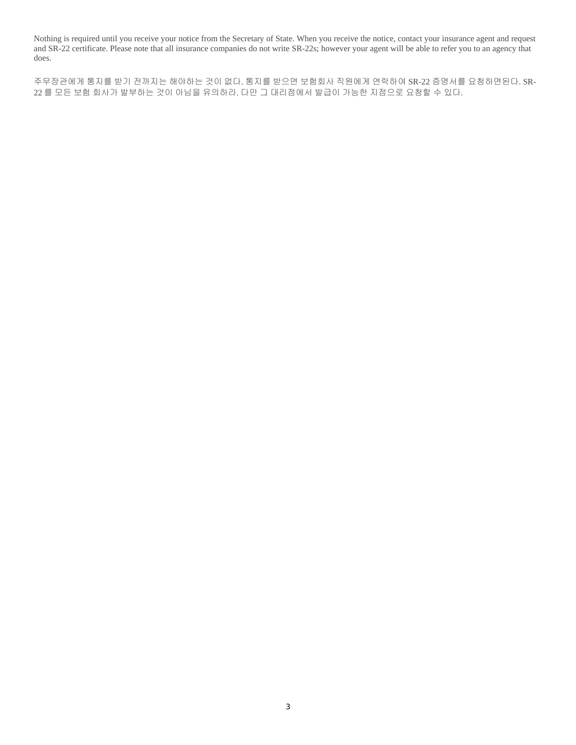Nothing is required until you receive your notice from the Secretary of State. When you receive the notice, contact your insurance agent and request and SR-22 certificate. Please note that all insurance companies do not write SR-22s; however your agent will be able to refer you to an agency that does.

주무장관에게 통지를 받기 전까지는 해야하는 것이 없다. 통지를 받으면 보험회사 직원에게 연락하여 SR-22 증명서를 요청하면된다. SR-22 를 모든 보험 회사가 발부하는 것이 아님을 유의하라. 다만 그 대리점에서 발급이 가능한 지점으로 요청할 수 있다.